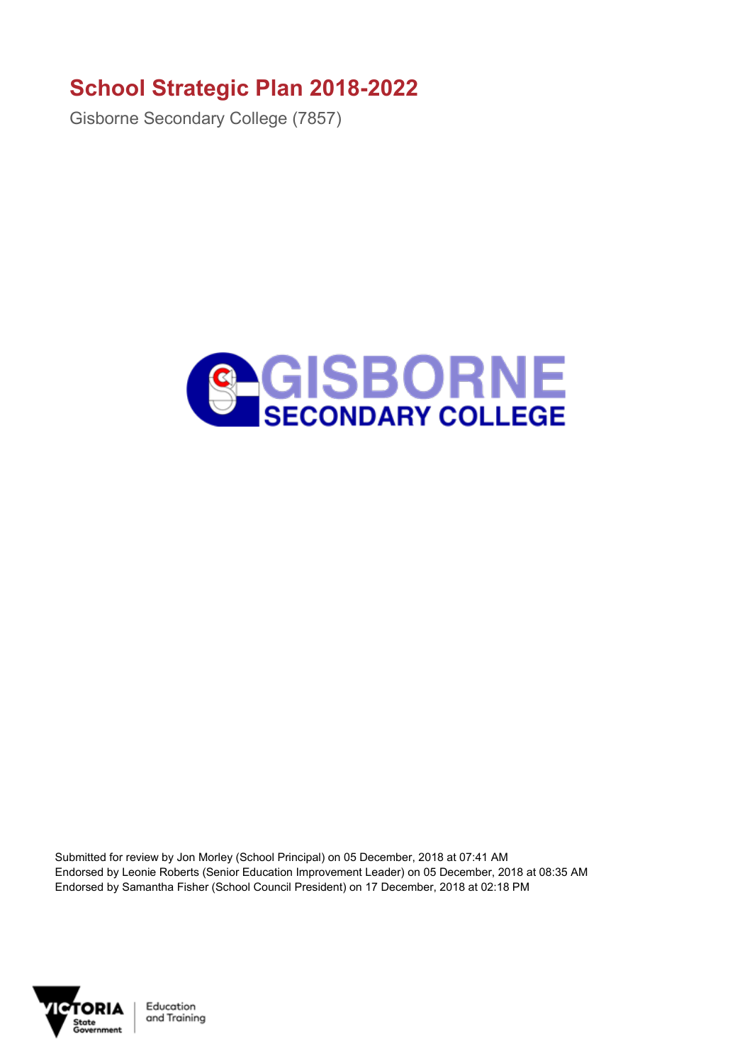# School Strategic Plan 2018-2022

Gisborne Secondary College (7857)

Submitted for review by Jon Morley (School Principal) on 05 December, 2018 at 07:41 AM
Endorsed by Leonie Roberts (Senior Education Improvement Leader) on 05 December, 2018 at 08:35 AM
Endorsed by Samantha Fisher (School Council President) on 17 December, 2018 at 02:18 PM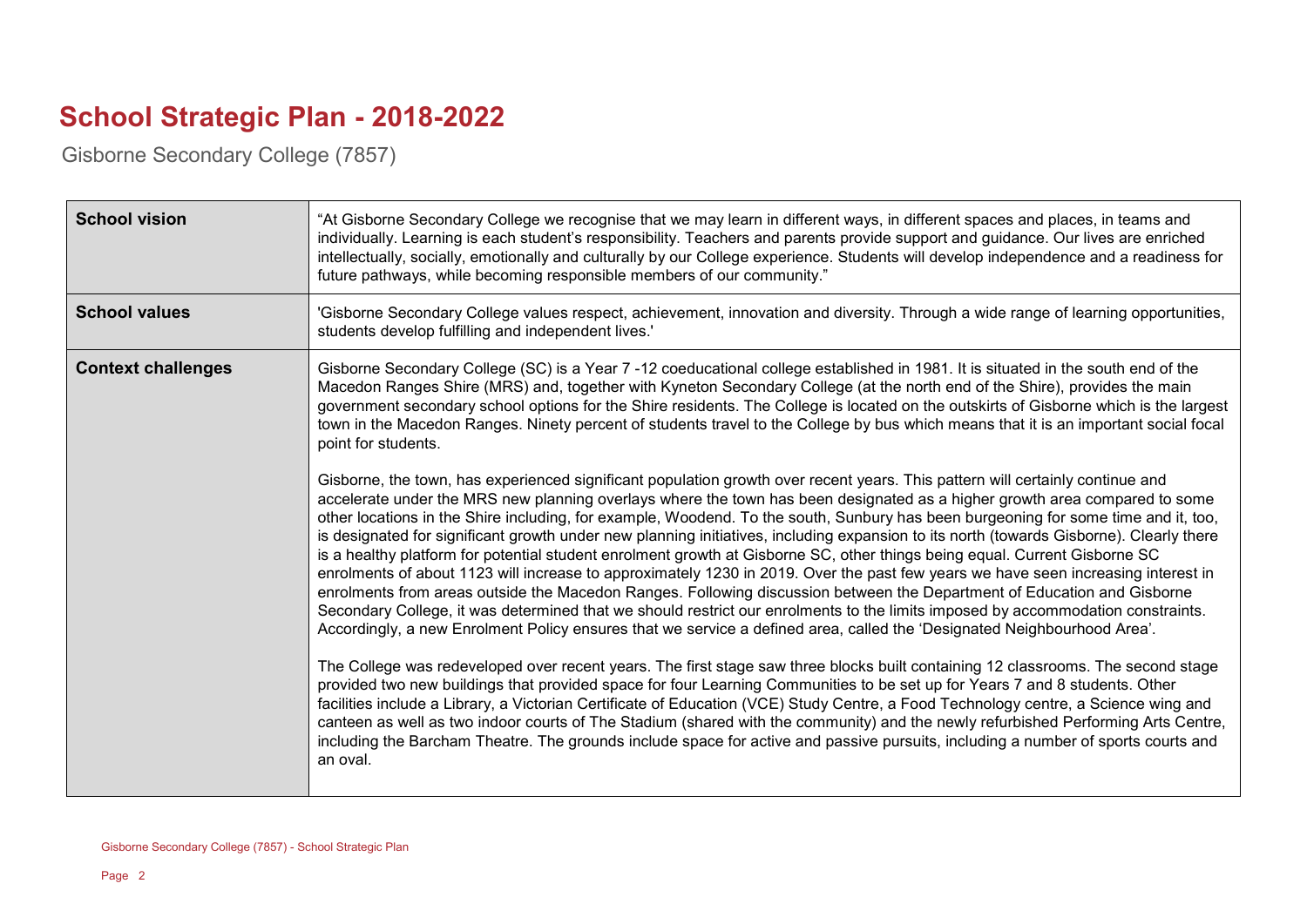# School Strategic Plan - 2018-2022

Gisborne Secondary College (7857)

| | |
|---|---|
| **School vision** | "At Gisborne Secondary College we recognise that we may learn in different ways, in different spaces and places, in teams and individually. Learning is each student's responsibility. Teachers and parents provide support and guidance. Our lives are enriched intellectually, socially, emotionally and culturally by our College experience. Students will develop independence and a readiness for future pathways, while becoming responsible members of our community." |
| **School values** | 'Gisborne Secondary College values respect, achievement, innovation and diversity. Through a wide range of learning opportunities, students develop fulfilling and independent lives.' |
| **Context challenges** | Gisborne Secondary College (SC) is a Year 7 -12 coeducational college established in 1981. It is situated in the south end of the Macedon Ranges Shire (MRS) and, together with Kyneton Secondary College (at the north end of the Shire), provides the main government secondary school options for the Shire residents. The College is located on the outskirts of Gisborne which is the largest town in the Macedon Ranges. Ninety percent of students travel to the College by bus which means that it is an important social focal point for students.<br><br>Gisborne, the town, has experienced significant population growth over recent years. This pattern will certainly continue and accelerate under the MRS new planning overlays where the town has been designated as a higher growth area compared to some other locations in the Shire including, for example, Woodend. To the south, Sunbury has been burgeoning for some time and it, too, is designated for significant growth under new planning initiatives, including expansion to its north (towards Gisborne). Clearly there is a healthy platform for potential student enrolment growth at Gisborne SC, other things being equal. Current Gisborne SC enrolments of about 1123 will increase to approximately 1230 in 2019. Over the past few years we have seen increasing interest in enrolments from areas outside the Macedon Ranges. Following discussion between the Department of Education and Gisborne Secondary College, it was determined that we should restrict our enrolments to the limits imposed by accommodation constraints. Accordingly, a new Enrolment Policy ensures that we service a defined area, called the 'Designated Neighbourhood Area'.<br><br>The College was redeveloped over recent years. The first stage saw three blocks built containing 12 classrooms. The second stage provided two new buildings that provided space for four Learning Communities to be set up for Years 7 and 8 students. Other facilities include a Library, a Victorian Certificate of Education (VCE) Study Centre, a Food Technology centre, a Science wing and canteen as well as two indoor courts of The Stadium (shared with the community) and the newly refurbished Performing Arts Centre, including the Barcham Theatre. The grounds include space for active and passive pursuits, including a number of sports courts and an oval. |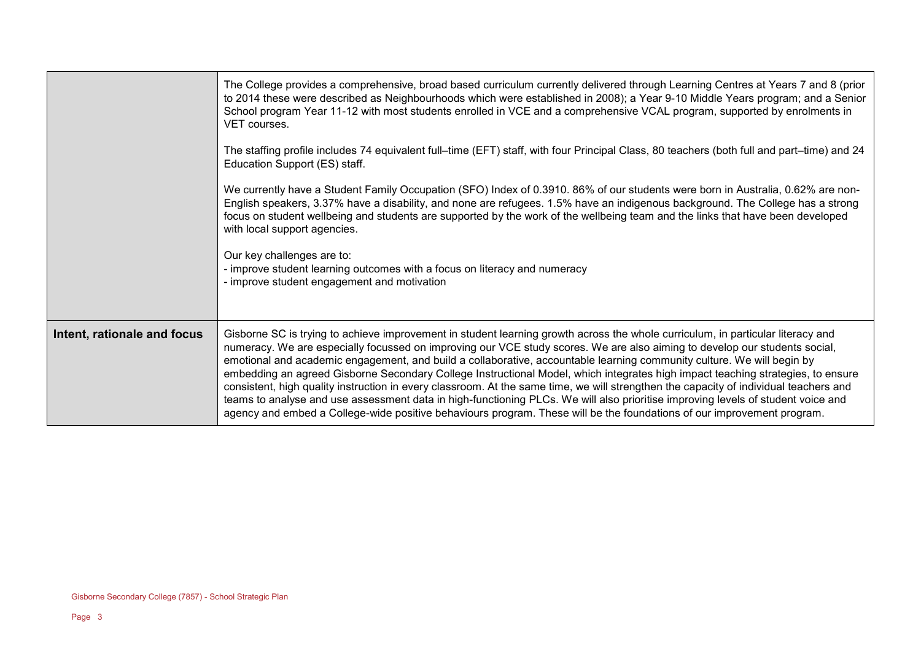| | |
|---|---|
| | The College provides a comprehensive, broad based curriculum currently delivered through Learning Centres at Years 7 and 8 (prior to 2014 these were described as Neighbourhoods which were established in 2008); a Year 9-10 Middle Years program; and a Senior School program Year 11-12 with most students enrolled in VCE and a comprehensive VCAL program, supported by enrolments in VET courses.<br><br>The staffing profile includes 74 equivalent full–time (EFT) staff, with four Principal Class, 80 teachers (both full and part–time) and 24 Education Support (ES) staff.<br><br>We currently have a Student Family Occupation (SFO) Index of 0.3910. 86% of our students were born in Australia, 0.62% are non-English speakers, 3.37% have a disability, and none are refugees. 1.5% have an indigenous background. The College has a strong focus on student wellbeing and students are supported by the work of the wellbeing team and the links that have been developed with local support agencies.<br><br>Our key challenges are to:<br>- improve student learning outcomes with a focus on literacy and numeracy<br>- improve student engagement and motivation |
| **Intent, rationale and focus** | Gisborne SC is trying to achieve improvement in student learning growth across the whole curriculum, in particular literacy and numeracy. We are especially focussed on improving our VCE study scores. We are also aiming to develop our students social, emotional and academic engagement, and build a collaborative, accountable learning community culture. We will begin by embedding an agreed Gisborne Secondary College Instructional Model, which integrates high impact teaching strategies, to ensure consistent, high quality instruction in every classroom. At the same time, we will strengthen the capacity of individual teachers and teams to analyse and use assessment data in high-functioning PLCs. We will also prioritise improving levels of student voice and agency and embed a College-wide positive behaviours program. These will be the foundations of our improvement program. |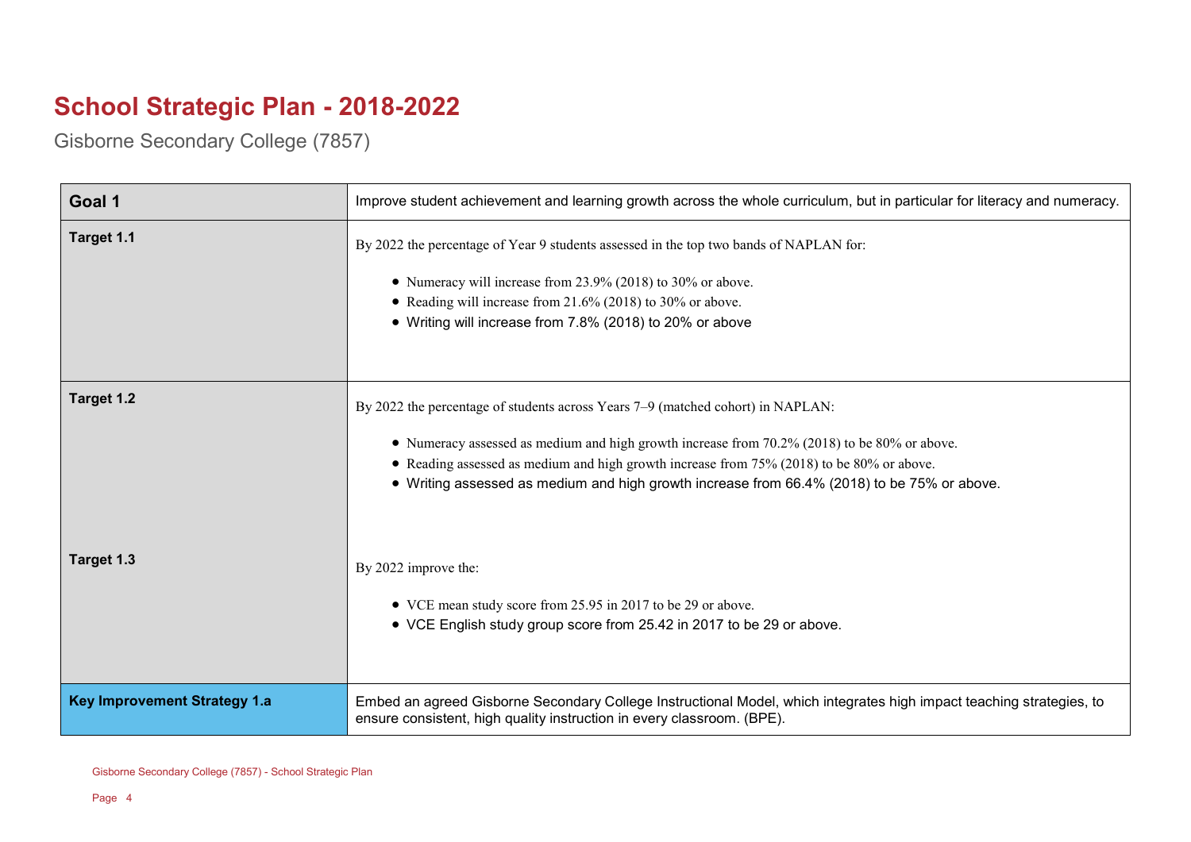# School Strategic Plan - 2018-2022

Gisborne Secondary College (7857)

| Goal 1 | Improve student achievement and learning growth across the whole curriculum, but in particular for literacy and numeracy. |
|---|---|
| Target 1.1 | By 2022 the percentage of Year 9 students assessed in the top two bands of NAPLAN for:<br><br>• Numeracy will increase from 23.9% (2018) to 30% or above.<br>• Reading will increase from 21.6% (2018) to 30% or above.<br>• Writing will increase from 7.8% (2018) to 20% or above |
| Target 1.2 | By 2022 the percentage of students across Years 7–9 (matched cohort) in NAPLAN:<br><br>• Numeracy assessed as medium and high growth increase from 70.2% (2018) to be 80% or above.<br>• Reading assessed as medium and high growth increase from 75% (2018) to be 80% or above.<br>• Writing assessed as medium and high growth increase from 66.4% (2018) to be 75% or above. |
| Target 1.3 | By 2022 improve the:<br><br>• VCE mean study score from 25.95 in 2017 to be 29 or above.<br>• VCE English study group score from 25.42 in 2017 to be 29 or above. |
| Key Improvement Strategy 1.a | Embed an agreed Gisborne Secondary College Instructional Model, which integrates high impact teaching strategies, to ensure consistent, high quality instruction in every classroom. (BPE). |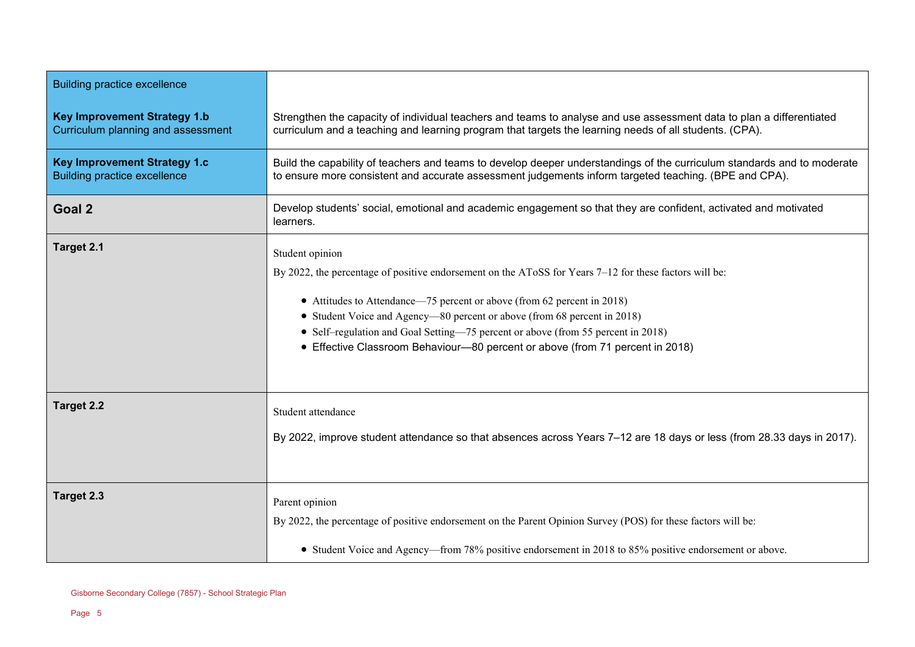| | |
|---|---|
| Building practice excellence<br><br>**Key Improvement Strategy 1.b**<br>Curriculum planning and assessment | Strengthen the capacity of individual teachers and teams to analyse and use assessment data to plan a differentiated curriculum and a teaching and learning program that targets the learning needs of all students. (CPA). |
| **Key Improvement Strategy 1.c**<br>Building practice excellence | Build the capability of teachers and teams to develop deeper understandings of the curriculum standards and to moderate to ensure more consistent and accurate assessment judgements inform targeted teaching. (BPE and CPA). |
| **Goal 2** | Develop students' social, emotional and academic engagement so that they are confident, activated and motivated learners. |
| **Target 2.1** | Student opinion<br><br>By 2022, the percentage of positive endorsement on the AToSS for Years 7–12 for these factors will be:<br><br>• Attitudes to Attendance—75 percent or above (from 62 percent in 2018)<br>• Student Voice and Agency—80 percent or above (from 68 percent in 2018)<br>• Self–regulation and Goal Setting—75 percent or above (from 55 percent in 2018)<br>• Effective Classroom Behaviour—80 percent or above (from 71 percent in 2018) |
| **Target 2.2** | Student attendance<br><br>By 2022, improve student attendance so that absences across Years 7–12 are 18 days or less (from 28.33 days in 2017). |
| **Target 2.3** | Parent opinion<br><br>By 2022, the percentage of positive endorsement on the Parent Opinion Survey (POS) for these factors will be:<br><br>• Student Voice and Agency—from 78% positive endorsement in 2018 to 85% positive endorsement or above. |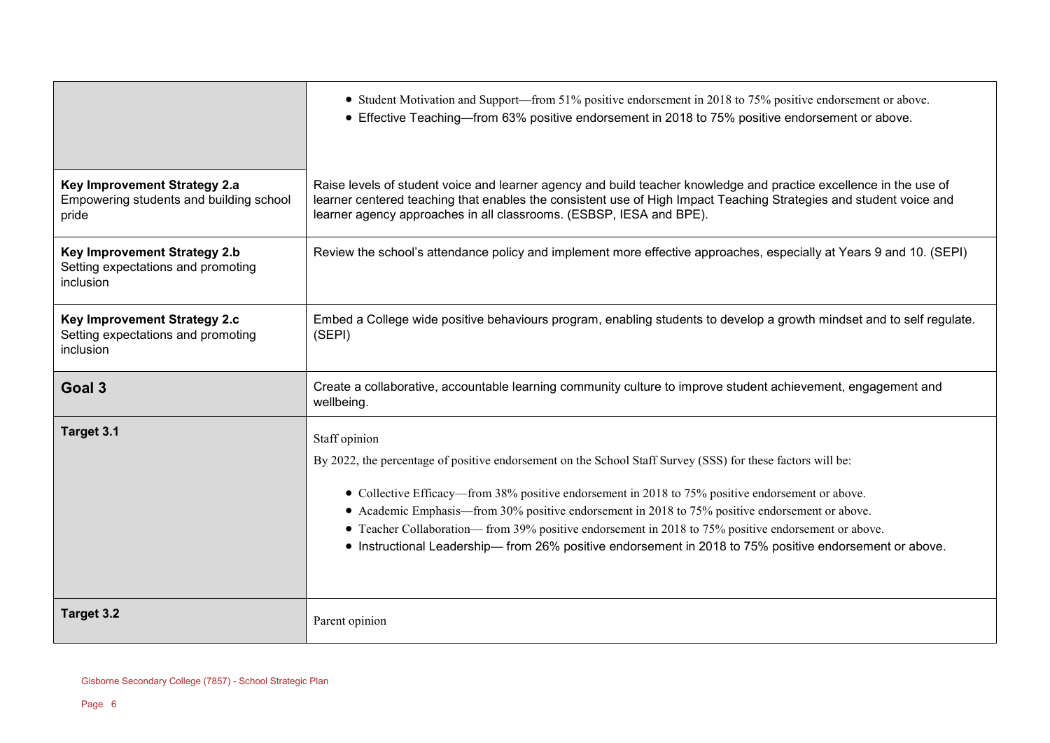| | |
|---|---|
| | • Student Motivation and Support—from 51% positive endorsement in 2018 to 75% positive endorsement or above.<br>• Effective Teaching—from 63% positive endorsement in 2018 to 75% positive endorsement or above. |
| **Key Improvement Strategy 2.a**<br>Empowering students and building school pride | Raise levels of student voice and learner agency and build teacher knowledge and practice excellence in the use of learner centered teaching that enables the consistent use of High Impact Teaching Strategies and student voice and learner agency approaches in all classrooms. (ESBSP, IESA and BPE). |
| **Key Improvement Strategy 2.b**<br>Setting expectations and promoting inclusion | Review the school's attendance policy and implement more effective approaches, especially at Years 9 and 10. (SEPI) |
| **Key Improvement Strategy 2.c**<br>Setting expectations and promoting inclusion | Embed a College wide positive behaviours program, enabling students to develop a growth mindset and to self regulate. (SEPI) |
| **Goal 3** | Create a collaborative, accountable learning community culture to improve student achievement, engagement and wellbeing. |
| **Target 3.1** | Staff opinion<br>By 2022, the percentage of positive endorsement on the School Staff Survey (SSS) for these factors will be:<br>• Collective Efficacy—from 38% positive endorsement in 2018 to 75% positive endorsement or above.<br>• Academic Emphasis—from 30% positive endorsement in 2018 to 75% positive endorsement or above.<br>• Teacher Collaboration— from 39% positive endorsement in 2018 to 75% positive endorsement or above.<br>• Instructional Leadership— from 26% positive endorsement in 2018 to 75% positive endorsement or above. |
| **Target 3.2** | Parent opinion |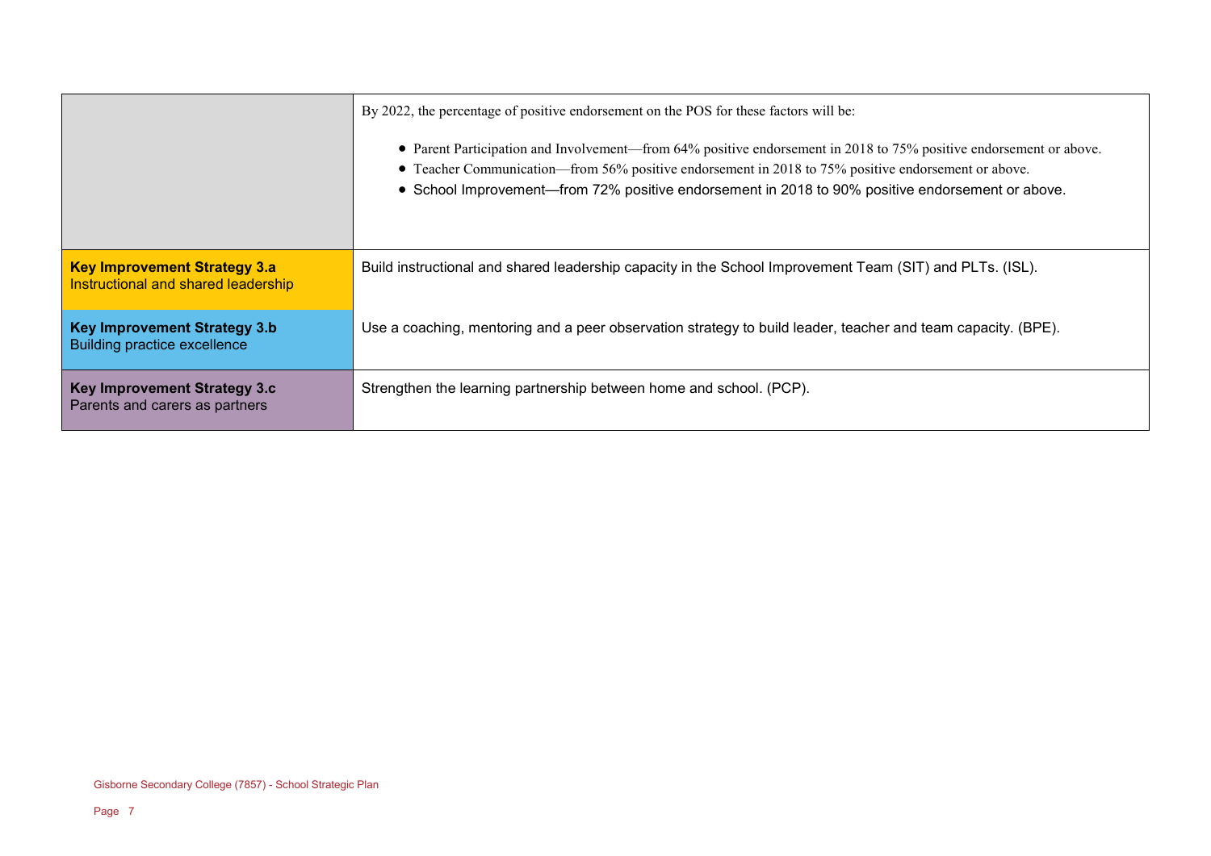| | |
|---|---|
| | By 2022, the percentage of positive endorsement on the POS for these factors will be:<br><br>• Parent Participation and Involvement—from 64% positive endorsement in 2018 to 75% positive endorsement or above.<br>• Teacher Communication—from 56% positive endorsement in 2018 to 75% positive endorsement or above.<br>• School Improvement—from 72% positive endorsement in 2018 to 90% positive endorsement or above. |
| **Key Improvement Strategy 3.a**<br>Instructional and shared leadership | Build instructional and shared leadership capacity in the School Improvement Team (SIT) and PLTs. (ISL). |
| **Key Improvement Strategy 3.b**<br>Building practice excellence | Use a coaching, mentoring and a peer observation strategy to build leader, teacher and team capacity. (BPE). |
| **Key Improvement Strategy 3.c**<br>Parents and carers as partners | Strengthen the learning partnership between home and school. (PCP). |